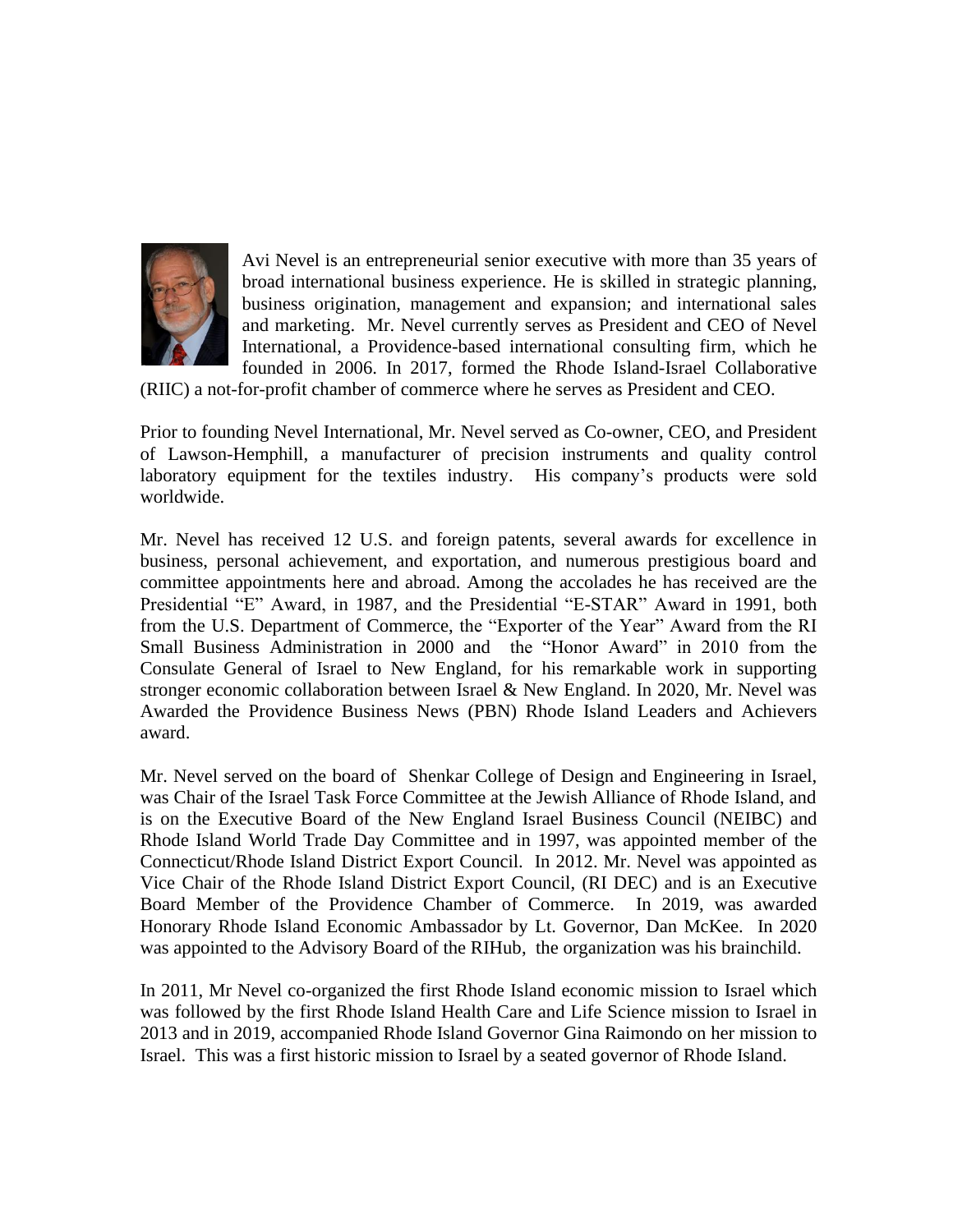Avi Nevel is an entrepreneurial senior executive with more than 35 years of broad international business experience. He is skilled in strategic planning, business origination, management and expansion; and international sales and marketing. Mr. Nevel currently serves as President and CEO of Nevel International, a Providence-based international consulting firm, which he founded in 2006. In 2017, formed the Rhode Island-Israel Collaborative (RIIC) a not-for-profit chamber of commerce where he serves as President and CEO.

Prior to founding Nevel International, Mr. Nevel served as Co-owner, CEO, and President of Lawson-Hemphill, a manufacturer of precision instruments and quality control laboratory equipment for the textiles industry. His company's products were sold worldwide.

Mr. Nevel has received 12 U.S. and foreign patents, several awards for excellence in business, personal achievement, and exportation, and numerous prestigious board and committee appointments here and abroad. Among the accolades he has received are the Presidential "E" Award, in 1987, and the Presidential "E-STAR" Award in 1991, both from the U.S. Department of Commerce, the "Exporter of the Year" Award from the RI Small Business Administration in 2000 and the "Honor Award" in 2010 from the Consulate General of Israel to New England, for his remarkable work in supporting stronger economic collaboration between Israel & New England. In 2020, Mr. Nevel was Awarded the Providence Business News (PBN) Rhode Island Leaders and Achievers award.

Mr. Nevel served on the board of Shenkar College of Design and Engineering in Israel, was Chair of the Israel Task Force Committee at the Jewish Alliance of Rhode Island, and is on the Executive Board of the New England Israel Business Council (NEIBC) and Rhode Island World Trade Day Committee and in 1997, was appointed member of the Connecticut/Rhode Island District Export Council. In 2012. Mr. Nevel was appointed as Vice Chair of the Rhode Island District Export Council, (RI DEC) and is an Executive Board Member of the Providence Chamber of Commerce. In 2019, was awarded Honorary Rhode Island Economic Ambassador by Lt. Governor, Dan McKee. In 2020 was appointed to the Advisory Board of the RIHub, the organization was his brainchild.

In 2011, Mr Nevel co-organized the first Rhode Island economic mission to Israel which was followed by the first Rhode Island Health Care and Life Science mission to Israel in 2013 and in 2019, accompanied Rhode Island Governor Gina Raimondo on her mission to Israel. This was a first historic mission to Israel by a seated governor of Rhode Island.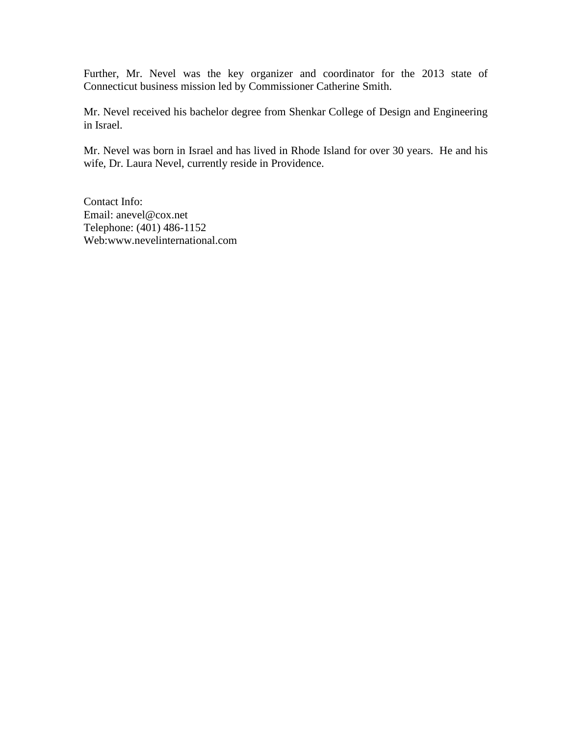Further, Mr. Nevel was the key organizer and coordinator for the 2013 state of Connecticut business mission led by Commissioner Catherine Smith.

Mr. Nevel received his bachelor degree from Shenkar College of Design and Engineering in Israel.

Mr. Nevel was born in Israel and has lived in Rhode Island for over 30 years. He and his wife, Dr. Laura Nevel, currently reside in Providence.

Contact Info:
Email: anevel@cox.net
Telephone: (401) 486-1152
Web:www.nevelinternational.com